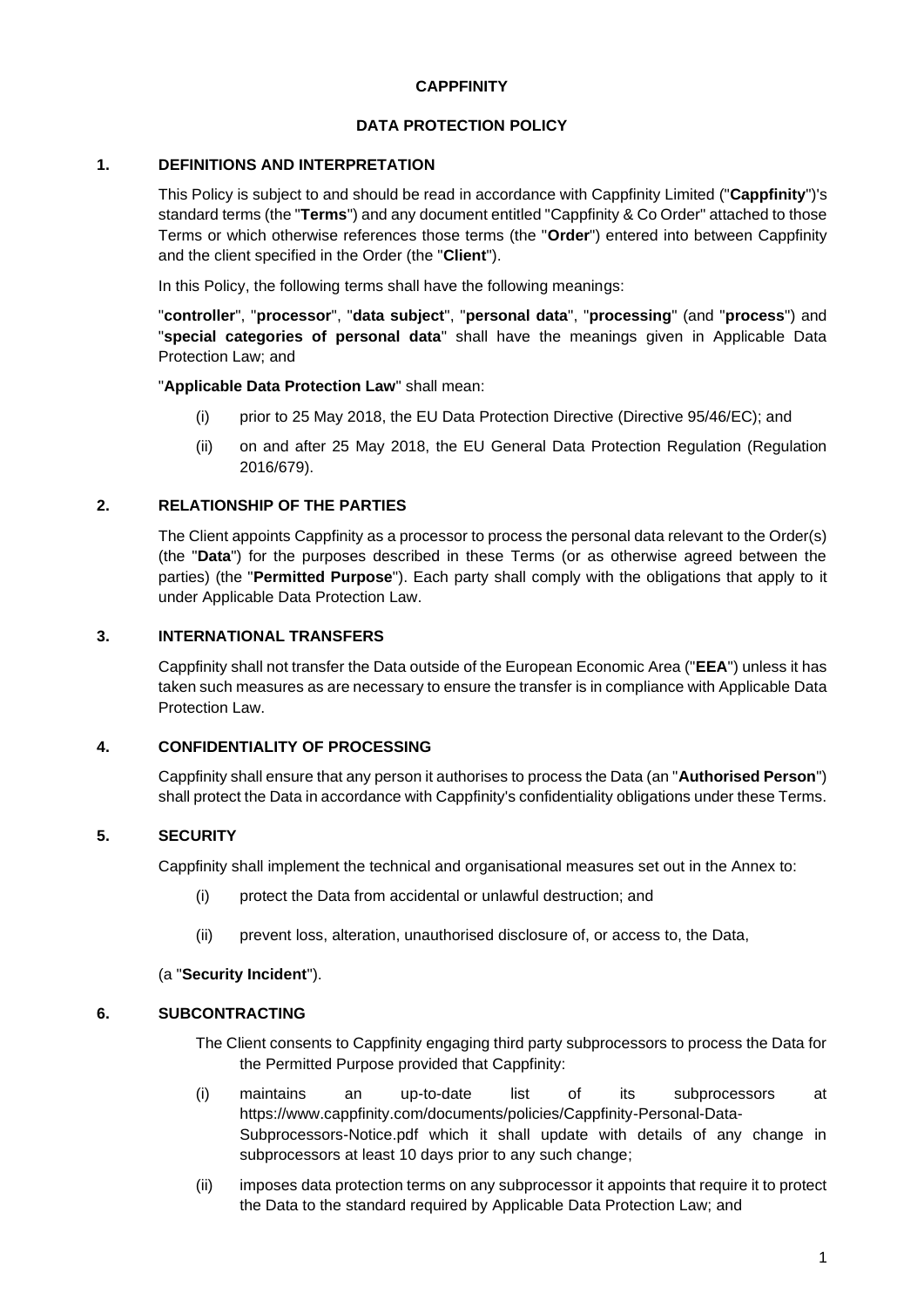# CAPPFINITY

## DATA PROTECTION POLICY

### 1. DEFINITIONS AND INTERPRETATION

This Policy is subject to and should be read in accordance with Cappfinity Limited ("**Cappfinity**")'s standard terms (the "**Terms**") and any document entitled "Cappfinity & Co Order" attached to those Terms or which otherwise references those terms (the "**Order**") entered into between Cappfinity and the client specified in the Order (the "**Client**").

In this Policy, the following terms shall have the following meanings:

"**controller**", "**processor**", "**data subject**", "**personal data**", "**processing**" (and "**process**") and "**special categories of personal data**" shall have the meanings given in Applicable Data Protection Law; and

"**Applicable Data Protection Law**" shall mean:

(i) prior to 25 May 2018, the EU Data Protection Directive (Directive 95/46/EC); and

(ii) on and after 25 May 2018, the EU General Data Protection Regulation (Regulation 2016/679).

### 2. RELATIONSHIP OF THE PARTIES

The Client appoints Cappfinity as a processor to process the personal data relevant to the Order(s) (the "**Data**") for the purposes described in these Terms (or as otherwise agreed between the parties) (the "**Permitted Purpose**"). Each party shall comply with the obligations that apply to it under Applicable Data Protection Law.

### 3. INTERNATIONAL TRANSFERS

Cappfinity shall not transfer the Data outside of the European Economic Area ("**EEA**") unless it has taken such measures as are necessary to ensure the transfer is in compliance with Applicable Data Protection Law.

### 4. CONFIDENTIALITY OF PROCESSING

Cappfinity shall ensure that any person it authorises to process the Data (an "**Authorised Person**") shall protect the Data in accordance with Cappfinity's confidentiality obligations under these Terms.

### 5. SECURITY

Cappfinity shall implement the technical and organisational measures set out in the Annex to:

(i) protect the Data from accidental or unlawful destruction; and

(ii) prevent loss, alteration, unauthorised disclosure of, or access to, the Data,

(a "**Security Incident**").

### 6. SUBCONTRACTING

The Client consents to Cappfinity engaging third party subprocessors to process the Data for the Permitted Purpose provided that Cappfinity:

(i) maintains an up-to-date list of its subprocessors at https://www.cappfinity.com/documents/policies/Cappfinity-Personal-Data-Subprocessors-Notice.pdf which it shall update with details of any change in subprocessors at least 10 days prior to any such change;

(ii) imposes data protection terms on any subprocessor it appoints that require it to protect the Data to the standard required by Applicable Data Protection Law; and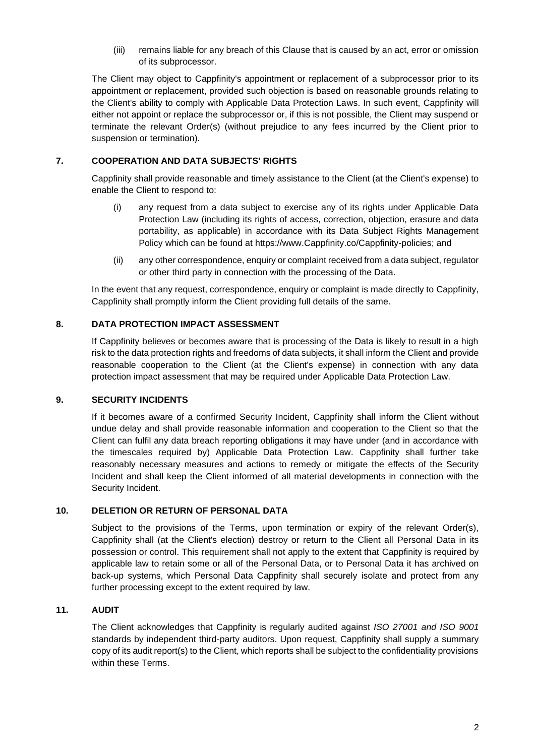(iii) remains liable for any breach of this Clause that is caused by an act, error or omission of its subprocessor.

The Client may object to Cappfinity's appointment or replacement of a subprocessor prior to its appointment or replacement, provided such objection is based on reasonable grounds relating to the Client's ability to comply with Applicable Data Protection Laws. In such event, Cappfinity will either not appoint or replace the subprocessor or, if this is not possible, the Client may suspend or terminate the relevant Order(s) (without prejudice to any fees incurred by the Client prior to suspension or termination).

## 7. COOPERATION AND DATA SUBJECTS' RIGHTS

Cappfinity shall provide reasonable and timely assistance to the Client (at the Client's expense) to enable the Client to respond to:

(i) any request from a data subject to exercise any of its rights under Applicable Data Protection Law (including its rights of access, correction, objection, erasure and data portability, as applicable) in accordance with its Data Subject Rights Management Policy which can be found at https://www.Cappfinity.co/Cappfinity-policies; and

(ii) any other correspondence, enquiry or complaint received from a data subject, regulator or other third party in connection with the processing of the Data.

In the event that any request, correspondence, enquiry or complaint is made directly to Cappfinity, Cappfinity shall promptly inform the Client providing full details of the same.

## 8. DATA PROTECTION IMPACT ASSESSMENT

If Cappfinity believes or becomes aware that is processing of the Data is likely to result in a high risk to the data protection rights and freedoms of data subjects, it shall inform the Client and provide reasonable cooperation to the Client (at the Client's expense) in connection with any data protection impact assessment that may be required under Applicable Data Protection Law.

## 9. SECURITY INCIDENTS

If it becomes aware of a confirmed Security Incident, Cappfinity shall inform the Client without undue delay and shall provide reasonable information and cooperation to the Client so that the Client can fulfil any data breach reporting obligations it may have under (and in accordance with the timescales required by) Applicable Data Protection Law. Cappfinity shall further take reasonably necessary measures and actions to remedy or mitigate the effects of the Security Incident and shall keep the Client informed of all material developments in connection with the Security Incident.

## 10. DELETION OR RETURN OF PERSONAL DATA

Subject to the provisions of the Terms, upon termination or expiry of the relevant Order(s), Cappfinity shall (at the Client's election) destroy or return to the Client all Personal Data in its possession or control. This requirement shall not apply to the extent that Cappfinity is required by applicable law to retain some or all of the Personal Data, or to Personal Data it has archived on back-up systems, which Personal Data Cappfinity shall securely isolate and protect from any further processing except to the extent required by law.

## 11. AUDIT

The Client acknowledges that Cappfinity is regularly audited against *ISO 27001 and ISO 9001* standards by independent third-party auditors. Upon request, Cappfinity shall supply a summary copy of its audit report(s) to the Client, which reports shall be subject to the confidentiality provisions within these Terms.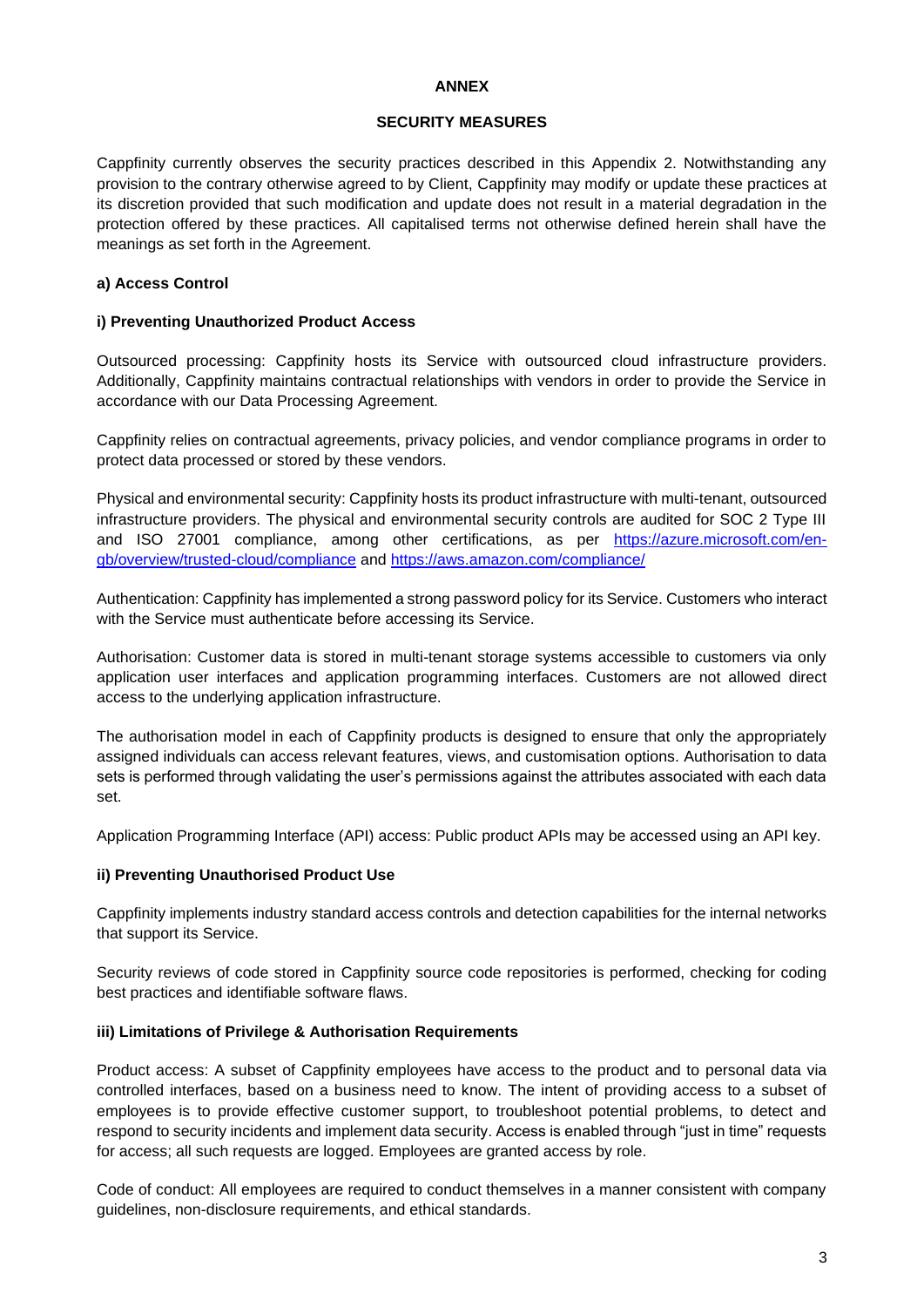**ANNEX**

**SECURITY MEASURES**

Cappfinity currently observes the security practices described in this Appendix 2. Notwithstanding any provision to the contrary otherwise agreed to by Client, Cappfinity may modify or update these practices at its discretion provided that such modification and update does not result in a material degradation in the protection offered by these practices. All capitalised terms not otherwise defined herein shall have the meanings as set forth in the Agreement.

**a) Access Control**

**i) Preventing Unauthorized Product Access**

Outsourced processing: Cappfinity hosts its Service with outsourced cloud infrastructure providers. Additionally, Cappfinity maintains contractual relationships with vendors in order to provide the Service in accordance with our Data Processing Agreement.

Cappfinity relies on contractual agreements, privacy policies, and vendor compliance programs in order to protect data processed or stored by these vendors.

Physical and environmental security: Cappfinity hosts its product infrastructure with multi-tenant, outsourced infrastructure providers. The physical and environmental security controls are audited for SOC 2 Type III and ISO 27001 compliance, among other certifications, as per [https://azure.microsoft.com/en-gb/overview/trusted-cloud/compliance](https://azure.microsoft.com/en-gb/overview/trusted-cloud/compliance) and [https://aws.amazon.com/compliance/](https://aws.amazon.com/compliance/)

Authentication: Cappfinity has implemented a strong password policy for its Service. Customers who interact with the Service must authenticate before accessing its Service.

Authorisation: Customer data is stored in multi-tenant storage systems accessible to customers via only application user interfaces and application programming interfaces. Customers are not allowed direct access to the underlying application infrastructure.

The authorisation model in each of Cappfinity products is designed to ensure that only the appropriately assigned individuals can access relevant features, views, and customisation options. Authorisation to data sets is performed through validating the user's permissions against the attributes associated with each data set.

Application Programming Interface (API) access: Public product APIs may be accessed using an API key.

**ii) Preventing Unauthorised Product Use**

Cappfinity implements industry standard access controls and detection capabilities for the internal networks that support its Service.

Security reviews of code stored in Cappfinity source code repositories is performed, checking for coding best practices and identifiable software flaws.

**iii) Limitations of Privilege & Authorisation Requirements**

Product access: A subset of Cappfinity employees have access to the product and to personal data via controlled interfaces, based on a business need to know. The intent of providing access to a subset of employees is to provide effective customer support, to troubleshoot potential problems, to detect and respond to security incidents and implement data security. Access is enabled through "just in time" requests for access; all such requests are logged. Employees are granted access by role.

Code of conduct: All employees are required to conduct themselves in a manner consistent with company guidelines, non-disclosure requirements, and ethical standards.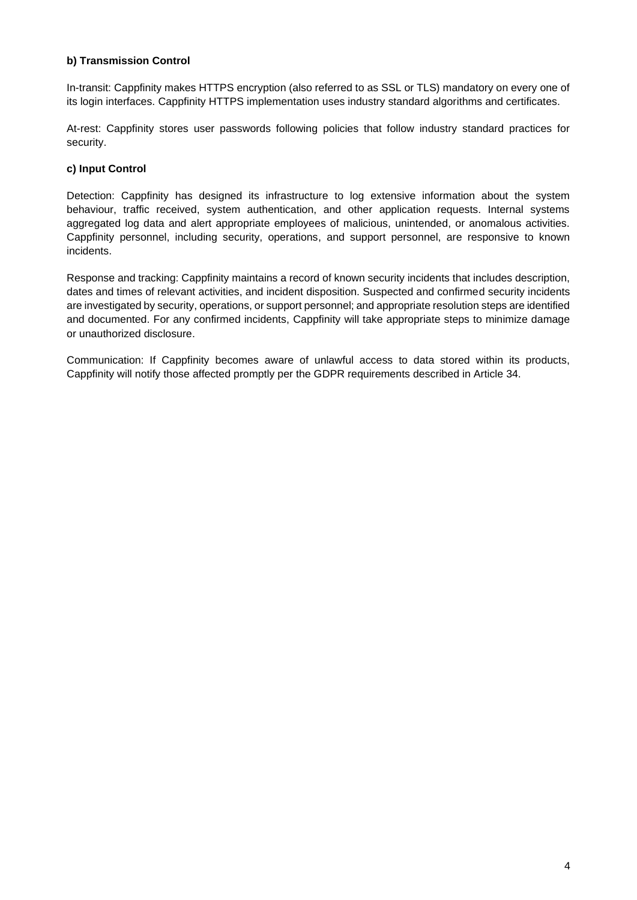**b) Transmission Control**

In-transit: Cappfinity makes HTTPS encryption (also referred to as SSL or TLS) mandatory on every one of its login interfaces. Cappfinity HTTPS implementation uses industry standard algorithms and certificates.

At-rest: Cappfinity stores user passwords following policies that follow industry standard practices for security.

**c) Input Control**

Detection: Cappfinity has designed its infrastructure to log extensive information about the system behaviour, traffic received, system authentication, and other application requests. Internal systems aggregated log data and alert appropriate employees of malicious, unintended, or anomalous activities. Cappfinity personnel, including security, operations, and support personnel, are responsive to known incidents.

Response and tracking: Cappfinity maintains a record of known security incidents that includes description, dates and times of relevant activities, and incident disposition. Suspected and confirmed security incidents are investigated by security, operations, or support personnel; and appropriate resolution steps are identified and documented. For any confirmed incidents, Cappfinity will take appropriate steps to minimize damage or unauthorized disclosure.

Communication: If Cappfinity becomes aware of unlawful access to data stored within its products, Cappfinity will notify those affected promptly per the GDPR requirements described in Article 34.